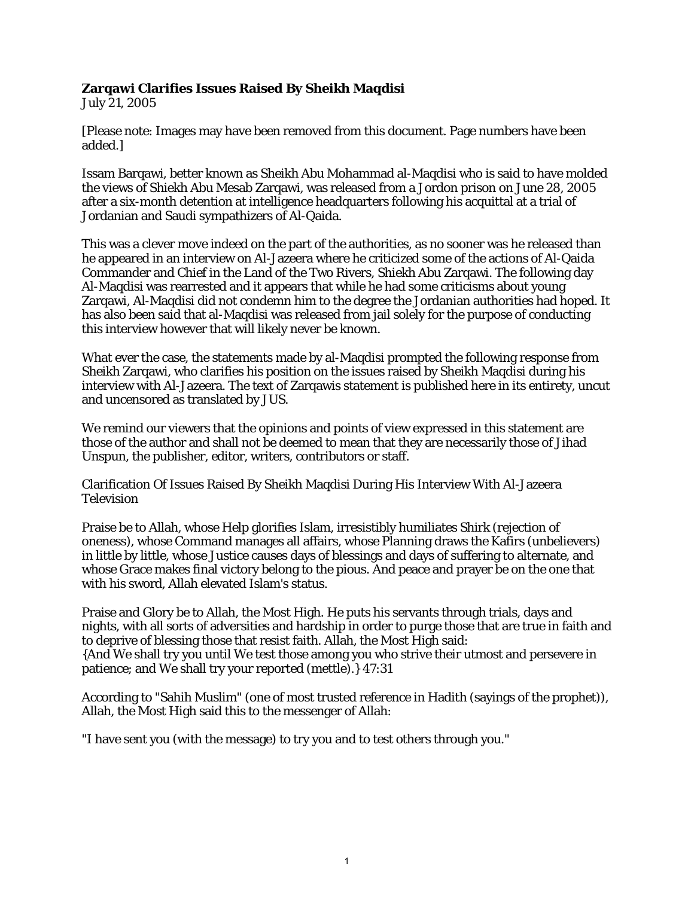**Zarqawi Clarifies Issues Raised By Sheikh Maqdisi**
July 21, 2005

[Please note: Images may have been removed from this document. Page numbers have been added.]

Issam Barqawi, better known as Sheikh Abu Mohammad al-Maqdisi who is said to have molded the views of Shiekh Abu Mesab Zarqawi, was released from a Jordon prison on June 28, 2005 after a six-month detention at intelligence headquarters following his acquittal at a trial of Jordanian and Saudi sympathizers of Al-Qaida.

This was a clever move indeed on the part of the authorities, as no sooner was he released than he appeared in an interview on Al-Jazeera where he criticized some of the actions of Al-Qaida Commander and Chief in the Land of the Two Rivers, Shiekh Abu Zarqawi. The following day Al-Maqdisi was rearrested and it appears that while he had some criticisms about young Zarqawi, Al-Maqdisi did not condemn him to the degree the Jordanian authorities had hoped. It has also been said that al-Maqdisi was released from jail solely for the purpose of conducting this interview however that will likely never be known.

What ever the case, the statements made by al-Maqdisi prompted the following response from Sheikh Zarqawi, who clarifies his position on the issues raised by Sheikh Maqdisi during his interview with Al-Jazeera. The text of Zarqawis statement is published here in its entirety, uncut and uncensored as translated by JUS.

We remind our viewers that the opinions and points of view expressed in this statement are those of the author and shall not be deemed to mean that they are necessarily those of Jihad Unspun, the publisher, editor, writers, contributors or staff.

Clarification Of Issues Raised By Sheikh Maqdisi During His Interview With Al-Jazeera Television

Praise be to Allah, whose Help glorifies Islam, irresistibly humiliates Shirk (rejection of oneness), whose Command manages all affairs, whose Planning draws the Kafirs (unbelievers) in little by little, whose Justice causes days of blessings and days of suffering to alternate, and whose Grace makes final victory belong to the pious. And peace and prayer be on the one that with his sword, Allah elevated Islam's status.

Praise and Glory be to Allah, the Most High. He puts his servants through trials, days and nights, with all sorts of adversities and hardship in order to purge those that are true in faith and to deprive of blessing those that resist faith. Allah, the Most High said:
{And We shall try you until We test those among you who strive their utmost and persevere in patience; and We shall try your reported (mettle).} 47:31

According to "Sahih Muslim" (one of most trusted reference in Hadith (sayings of the prophet)), Allah, the Most High said this to the messenger of Allah:

"I have sent you (with the message) to try you and to test others through you."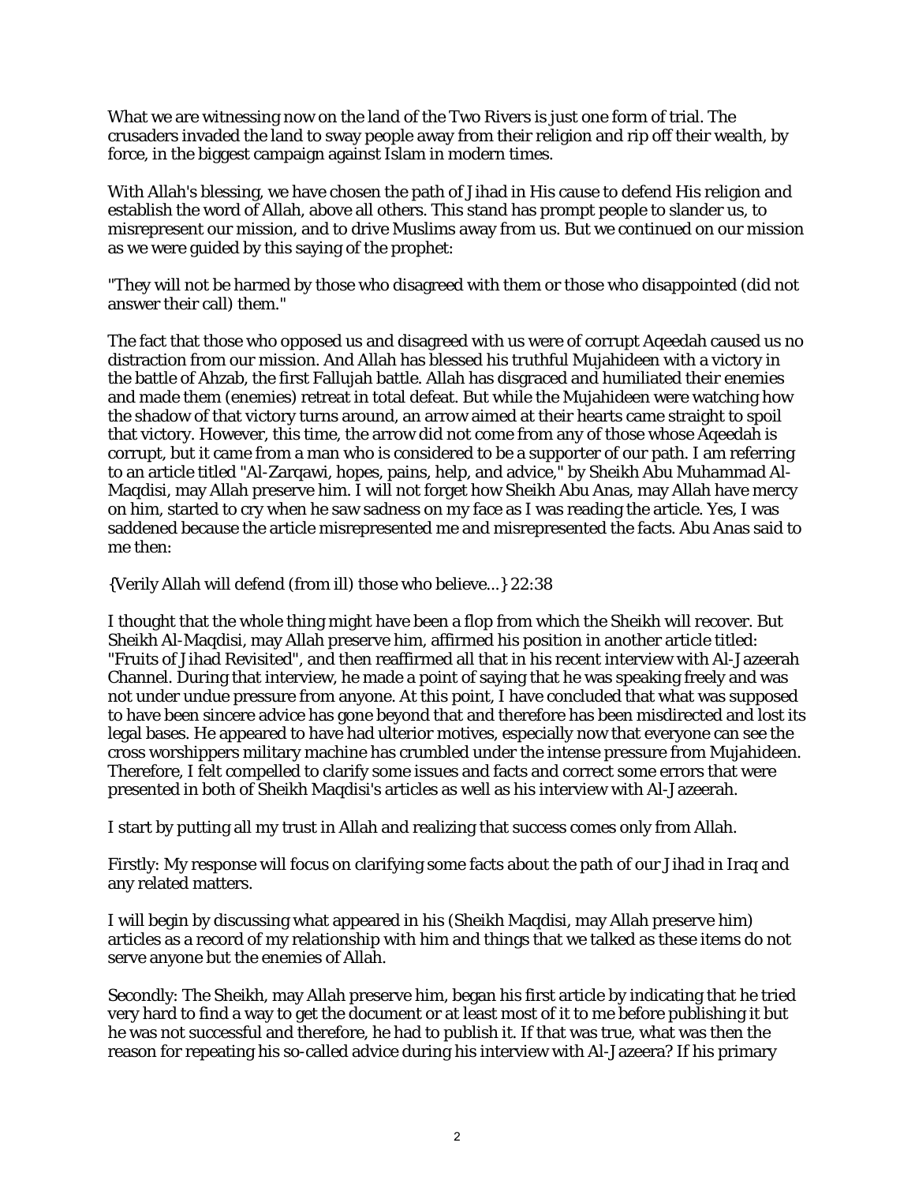What we are witnessing now on the land of the Two Rivers is just one form of trial. The crusaders invaded the land to sway people away from their religion and rip off their wealth, by force, in the biggest campaign against Islam in modern times.

With Allah's blessing, we have chosen the path of Jihad in His cause to defend His religion and establish the word of Allah, above all others. This stand has prompt people to slander us, to misrepresent our mission, and to drive Muslims away from us. But we continued on our mission as we were guided by this saying of the prophet:

"They will not be harmed by those who disagreed with them or those who disappointed (did not answer their call) them."

The fact that those who opposed us and disagreed with us were of corrupt Aqeedah caused us no distraction from our mission. And Allah has blessed his truthful Mujahideen with a victory in the battle of Ahzab, the first Fallujah battle. Allah has disgraced and humiliated their enemies and made them (enemies) retreat in total defeat. But while the Mujahideen were watching how the shadow of that victory turns around, an arrow aimed at their hearts came straight to spoil that victory. However, this time, the arrow did not come from any of those whose Aqeedah is corrupt, but it came from a man who is considered to be a supporter of our path. I am referring to an article titled "Al-Zarqawi, hopes, pains, help, and advice," by Sheikh Abu Muhammad Al-Maqdisi, may Allah preserve him. I will not forget how Sheikh Abu Anas, may Allah have mercy on him, started to cry when he saw sadness on my face as I was reading the article. Yes, I was saddened because the article misrepresented me and misrepresented the facts. Abu Anas said to me then:

{Verily Allah will defend (from ill) those who believe...} 22:38

I thought that the whole thing might have been a flop from which the Sheikh will recover. But Sheikh Al-Maqdisi, may Allah preserve him, affirmed his position in another article titled: "Fruits of Jihad Revisited", and then reaffirmed all that in his recent interview with Al-Jazeerah Channel. During that interview, he made a point of saying that he was speaking freely and was not under undue pressure from anyone. At this point, I have concluded that what was supposed to have been sincere advice has gone beyond that and therefore has been misdirected and lost its legal bases. He appeared to have had ulterior motives, especially now that everyone can see the cross worshippers military machine has crumbled under the intense pressure from Mujahideen. Therefore, I felt compelled to clarify some issues and facts and correct some errors that were presented in both of Sheikh Maqdisi's articles as well as his interview with Al-Jazeerah.

I start by putting all my trust in Allah and realizing that success comes only from Allah.

Firstly: My response will focus on clarifying some facts about the path of our Jihad in Iraq and any related matters.

I will begin by discussing what appeared in his (Sheikh Maqdisi, may Allah preserve him) articles as a record of my relationship with him and things that we talked as these items do not serve anyone but the enemies of Allah.

Secondly: The Sheikh, may Allah preserve him, began his first article by indicating that he tried very hard to find a way to get the document or at least most of it to me before publishing it but he was not successful and therefore, he had to publish it. If that was true, what was then the reason for repeating his so-called advice during his interview with Al-Jazeera? If his primary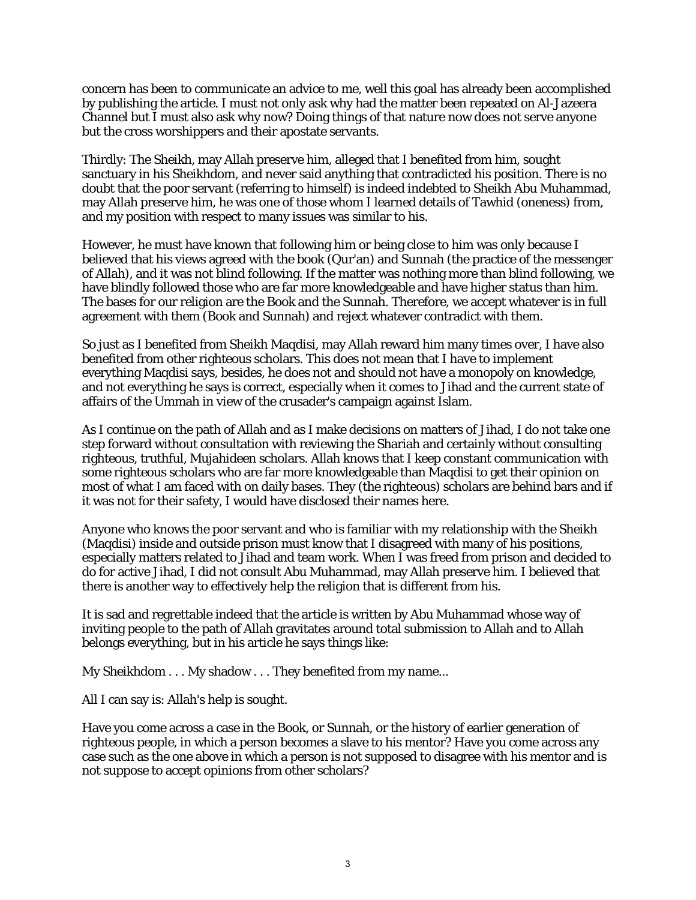concern has been to communicate an advice to me, well this goal has already been accomplished by publishing the article. I must not only ask why had the matter been repeated on Al-Jazeera Channel but I must also ask why now? Doing things of that nature now does not serve anyone but the cross worshippers and their apostate servants.

Thirdly: The Sheikh, may Allah preserve him, alleged that I benefited from him, sought sanctuary in his Sheikhdom, and never said anything that contradicted his position. There is no doubt that the poor servant (referring to himself) is indeed indebted to Sheikh Abu Muhammad, may Allah preserve him, he was one of those whom I learned details of Tawhid (oneness) from, and my position with respect to many issues was similar to his.

However, he must have known that following him or being close to him was only because I believed that his views agreed with the book (Qur'an) and Sunnah (the practice of the messenger of Allah), and it was not blind following. If the matter was nothing more than blind following, we have blindly followed those who are far more knowledgeable and have higher status than him. The bases for our religion are the Book and the Sunnah. Therefore, we accept whatever is in full agreement with them (Book and Sunnah) and reject whatever contradict with them.

So just as I benefited from Sheikh Maqdisi, may Allah reward him many times over, I have also benefited from other righteous scholars. This does not mean that I have to implement everything Maqdisi says, besides, he does not and should not have a monopoly on knowledge, and not everything he says is correct, especially when it comes to Jihad and the current state of affairs of the Ummah in view of the crusader's campaign against Islam.

As I continue on the path of Allah and as I make decisions on matters of Jihad, I do not take one step forward without consultation with reviewing the Shariah and certainly without consulting righteous, truthful, Mujahideen scholars. Allah knows that I keep constant communication with some righteous scholars who are far more knowledgeable than Maqdisi to get their opinion on most of what I am faced with on daily bases. They (the righteous) scholars are behind bars and if it was not for their safety, I would have disclosed their names here.

Anyone who knows the poor servant and who is familiar with my relationship with the Sheikh (Maqdisi) inside and outside prison must know that I disagreed with many of his positions, especially matters related to Jihad and team work. When I was freed from prison and decided to do for active Jihad, I did not consult Abu Muhammad, may Allah preserve him. I believed that there is another way to effectively help the religion that is different from his.

It is sad and regrettable indeed that the article is written by Abu Muhammad whose way of inviting people to the path of Allah gravitates around total submission to Allah and to Allah belongs everything, but in his article he says things like:

My Sheikhdom . . . My shadow . . . They benefited from my name...

All I can say is: Allah's help is sought.

Have you come across a case in the Book, or Sunnah, or the history of earlier generation of righteous people, in which a person becomes a slave to his mentor? Have you come across any case such as the one above in which a person is not supposed to disagree with his mentor and is not suppose to accept opinions from other scholars?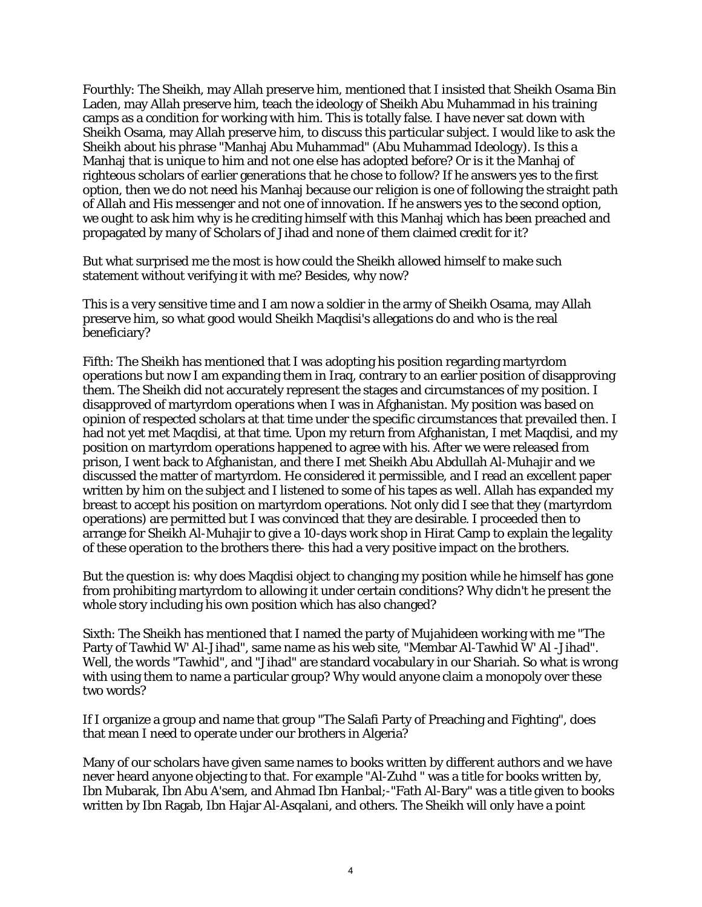Fourthly: The Sheikh, may Allah preserve him, mentioned that I insisted that Sheikh Osama Bin Laden, may Allah preserve him, teach the ideology of Sheikh Abu Muhammad in his training camps as a condition for working with him. This is totally false. I have never sat down with Sheikh Osama, may Allah preserve him, to discuss this particular subject. I would like to ask the Sheikh about his phrase "Manhaj Abu Muhammad" (Abu Muhammad Ideology). Is this a Manhaj that is unique to him and not one else has adopted before? Or is it the Manhaj of righteous scholars of earlier generations that he chose to follow? If he answers yes to the first option, then we do not need his Manhaj because our religion is one of following the straight path of Allah and His messenger and not one of innovation. If he answers yes to the second option, we ought to ask him why is he crediting himself with this Manhaj which has been preached and propagated by many of Scholars of Jihad and none of them claimed credit for it?

But what surprised me the most is how could the Sheikh allowed himself to make such statement without verifying it with me? Besides, why now?

This is a very sensitive time and I am now a soldier in the army of Sheikh Osama, may Allah preserve him, so what good would Sheikh Maqdisi's allegations do and who is the real beneficiary?

Fifth: The Sheikh has mentioned that I was adopting his position regarding martyrdom operations but now I am expanding them in Iraq, contrary to an earlier position of disapproving them. The Sheikh did not accurately represent the stages and circumstances of my position. I disapproved of martyrdom operations when I was in Afghanistan. My position was based on opinion of respected scholars at that time under the specific circumstances that prevailed then. I had not yet met Maqdisi, at that time. Upon my return from Afghanistan, I met Maqdisi, and my position on martyrdom operations happened to agree with his. After we were released from prison, I went back to Afghanistan, and there I met Sheikh Abu Abdullah Al-Muhajir and we discussed the matter of martyrdom. He considered it permissible, and I read an excellent paper written by him on the subject and I listened to some of his tapes as well. Allah has expanded my breast to accept his position on martyrdom operations. Not only did I see that they (martyrdom operations) are permitted but I was convinced that they are desirable. I proceeded then to arrange for Sheikh Al-Muhajir to give a 10-days work shop in Hirat Camp to explain the legality of these operation to the brothers there- this had a very positive impact on the brothers.

But the question is: why does Maqdisi object to changing my position while he himself has gone from prohibiting martyrdom to allowing it under certain conditions? Why didn't he present the whole story including his own position which has also changed?

Sixth: The Sheikh has mentioned that I named the party of Mujahideen working with me "The Party of Tawhid W' Al-Jihad", same name as his web site, "Membar Al-Tawhid W' Al -Jihad". Well, the words "Tawhid", and "Jihad" are standard vocabulary in our Shariah. So what is wrong with using them to name a particular group? Why would anyone claim a monopoly over these two words?

If I organize a group and name that group "The Salafi Party of Preaching and Fighting", does that mean I need to operate under our brothers in Algeria?

Many of our scholars have given same names to books written by different authors and we have never heard anyone objecting to that. For example "Al-Zuhd " was a title for books written by, Ibn Mubarak, Ibn Abu A'sem, and Ahmad Ibn Hanbal;-"Fath Al-Bary" was a title given to books written by Ibn Ragab, Ibn Hajar Al-Asqalani, and others. The Sheikh will only have a point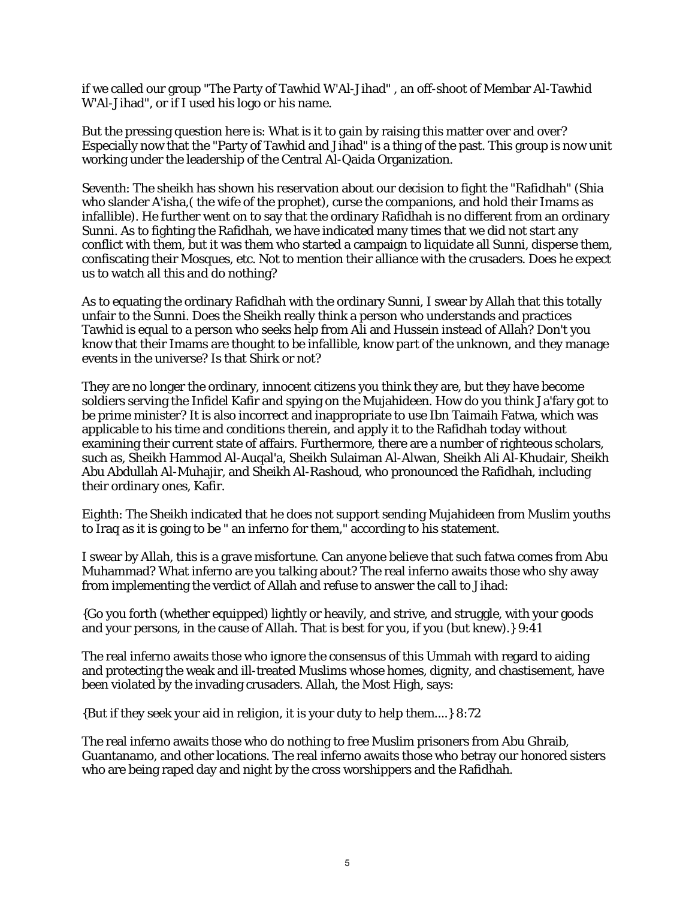if we called our group "The Party of Tawhid W'Al-Jihad" , an off-shoot of Membar Al-Tawhid W'Al-Jihad", or if I used his logo or his name.

But the pressing question here is: What is it to gain by raising this matter over and over? Especially now that the "Party of Tawhid and Jihad" is a thing of the past. This group is now unit working under the leadership of the Central Al-Qaida Organization.

Seventh: The sheikh has shown his reservation about our decision to fight the "Rafidhah" (Shia who slander A'isha,( the wife of the prophet), curse the companions, and hold their Imams as infallible). He further went on to say that the ordinary Rafidhah is no different from an ordinary Sunni. As to fighting the Rafidhah, we have indicated many times that we did not start any conflict with them, but it was them who started a campaign to liquidate all Sunni, disperse them, confiscating their Mosques, etc. Not to mention their alliance with the crusaders. Does he expect us to watch all this and do nothing?

As to equating the ordinary Rafidhah with the ordinary Sunni, I swear by Allah that this totally unfair to the Sunni. Does the Sheikh really think a person who understands and practices Tawhid is equal to a person who seeks help from Ali and Hussein instead of Allah? Don't you know that their Imams are thought to be infallible, know part of the unknown, and they manage events in the universe? Is that Shirk or not?

They are no longer the ordinary, innocent citizens you think they are, but they have become soldiers serving the Infidel Kafir and spying on the Mujahideen. How do you think Ja'fary got to be prime minister? It is also incorrect and inappropriate to use Ibn Taimaih Fatwa, which was applicable to his time and conditions therein, and apply it to the Rafidhah today without examining their current state of affairs. Furthermore, there are a number of righteous scholars, such as, Sheikh Hammod Al-Auqal'a, Sheikh Sulaiman Al-Alwan, Sheikh Ali Al-Khudair, Sheikh Abu Abdullah Al-Muhajir, and Sheikh Al-Rashoud, who pronounced the Rafidhah, including their ordinary ones, Kafir.

Eighth: The Sheikh indicated that he does not support sending Mujahideen from Muslim youths to Iraq as it is going to be " an inferno for them," according to his statement.

I swear by Allah, this is a grave misfortune. Can anyone believe that such fatwa comes from Abu Muhammad? What inferno are you talking about? The real inferno awaits those who shy away from implementing the verdict of Allah and refuse to answer the call to Jihad:

{Go you forth (whether equipped) lightly or heavily, and strive, and struggle, with your goods and your persons, in the cause of Allah. That is best for you, if you (but knew).} 9:41

The real inferno awaits those who ignore the consensus of this Ummah with regard to aiding and protecting the weak and ill-treated Muslims whose homes, dignity, and chastisement, have been violated by the invading crusaders. Allah, the Most High, says:

{But if they seek your aid in religion, it is your duty to help them....} 8:72

The real inferno awaits those who do nothing to free Muslim prisoners from Abu Ghraib, Guantanamo, and other locations. The real inferno awaits those who betray our honored sisters who are being raped day and night by the cross worshippers and the Rafidhah.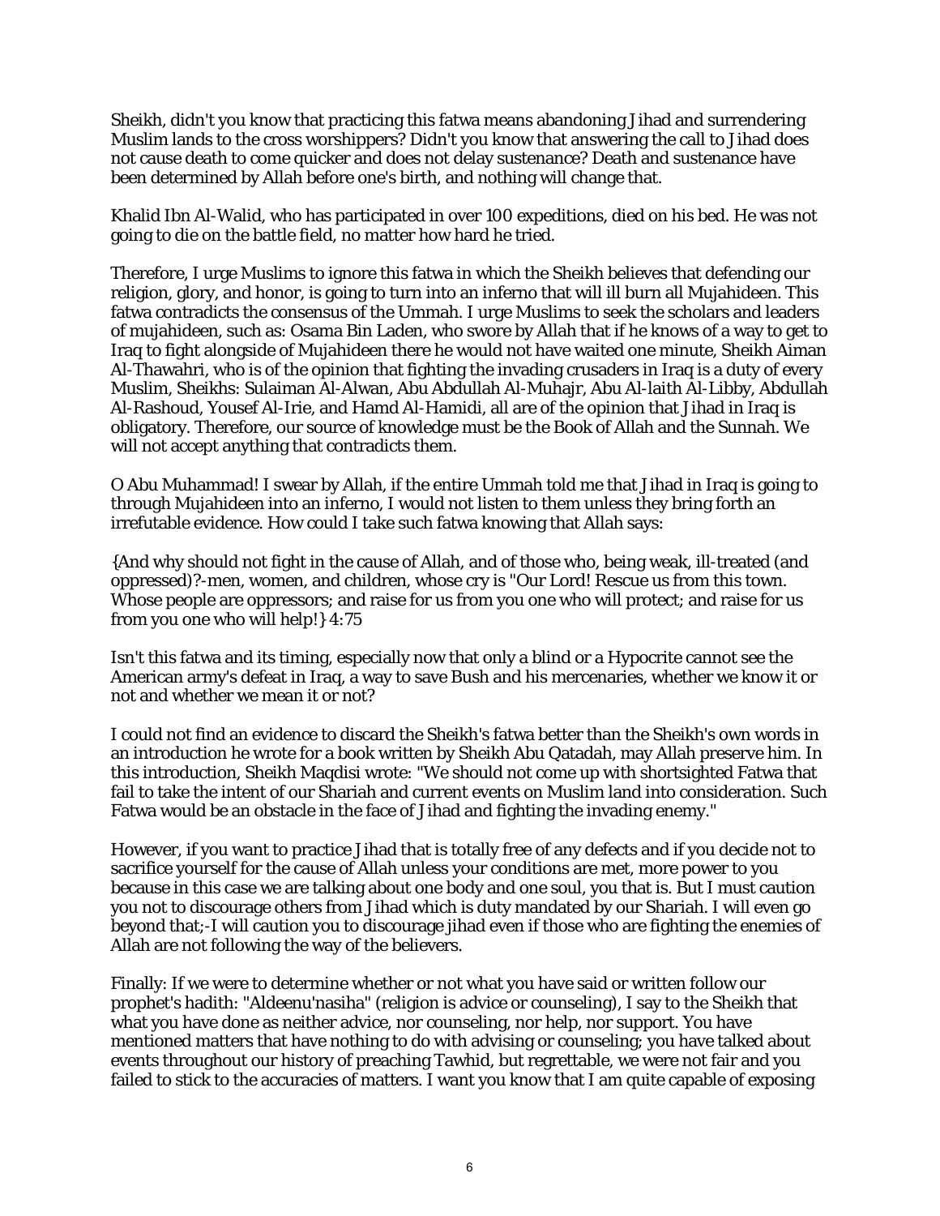Sheikh, didn't you know that practicing this fatwa means abandoning Jihad and surrendering Muslim lands to the cross worshippers? Didn't you know that answering the call to Jihad does not cause death to come quicker and does not delay sustenance? Death and sustenance have been determined by Allah before one's birth, and nothing will change that.

Khalid Ibn Al-Walid, who has participated in over 100 expeditions, died on his bed. He was not going to die on the battle field, no matter how hard he tried.

Therefore, I urge Muslims to ignore this fatwa in which the Sheikh believes that defending our religion, glory, and honor, is going to turn into an inferno that will ill burn all Mujahideen. This fatwa contradicts the consensus of the Ummah. I urge Muslims to seek the scholars and leaders of mujahideen, such as: Osama Bin Laden, who swore by Allah that if he knows of a way to get to Iraq to fight alongside of Mujahideen there he would not have waited one minute, Sheikh Aiman Al-Thawahri, who is of the opinion that fighting the invading crusaders in Iraq is a duty of every Muslim, Sheikhs: Sulaiman Al-Alwan, Abu Abdullah Al-Muhajr, Abu Al-laith Al-Libby, Abdullah Al-Rashoud, Yousef Al-Irie, and Hamd Al-Hamidi, all are of the opinion that Jihad in Iraq is obligatory. Therefore, our source of knowledge must be the Book of Allah and the Sunnah. We will not accept anything that contradicts them.

O Abu Muhammad! I swear by Allah, if the entire Ummah told me that Jihad in Iraq is going to through Mujahideen into an inferno, I would not listen to them unless they bring forth an irrefutable evidence. How could I take such fatwa knowing that Allah says:

{And why should not fight in the cause of Allah, and of those who, being weak, ill-treated (and oppressed)?-men, women, and children, whose cry is "Our Lord! Rescue us from this town. Whose people are oppressors; and raise for us from you one who will protect; and raise for us from you one who will help!} 4:75

Isn't this fatwa and its timing, especially now that only a blind or a Hypocrite cannot see the American army's defeat in Iraq, a way to save Bush and his mercenaries, whether we know it or not and whether we mean it or not?

I could not find an evidence to discard the Sheikh's fatwa better than the Sheikh's own words in an introduction he wrote for a book written by Sheikh Abu Qatadah, may Allah preserve him. In this introduction, Sheikh Maqdisi wrote: "We should not come up with shortsighted Fatwa that fail to take the intent of our Shariah and current events on Muslim land into consideration. Such Fatwa would be an obstacle in the face of Jihad and fighting the invading enemy."

However, if you want to practice Jihad that is totally free of any defects and if you decide not to sacrifice yourself for the cause of Allah unless your conditions are met, more power to you because in this case we are talking about one body and one soul, you that is. But I must caution you not to discourage others from Jihad which is duty mandated by our Shariah. I will even go beyond that;-I will caution you to discourage jihad even if those who are fighting the enemies of Allah are not following the way of the believers.

Finally: If we were to determine whether or not what you have said or written follow our prophet's hadith: "Aldeenu'nasiha" (religion is advice or counseling), I say to the Sheikh that what you have done as neither advice, nor counseling, nor help, nor support. You have mentioned matters that have nothing to do with advising or counseling; you have talked about events throughout our history of preaching Tawhid, but regrettable, we were not fair and you failed to stick to the accuracies of matters. I want you know that I am quite capable of exposing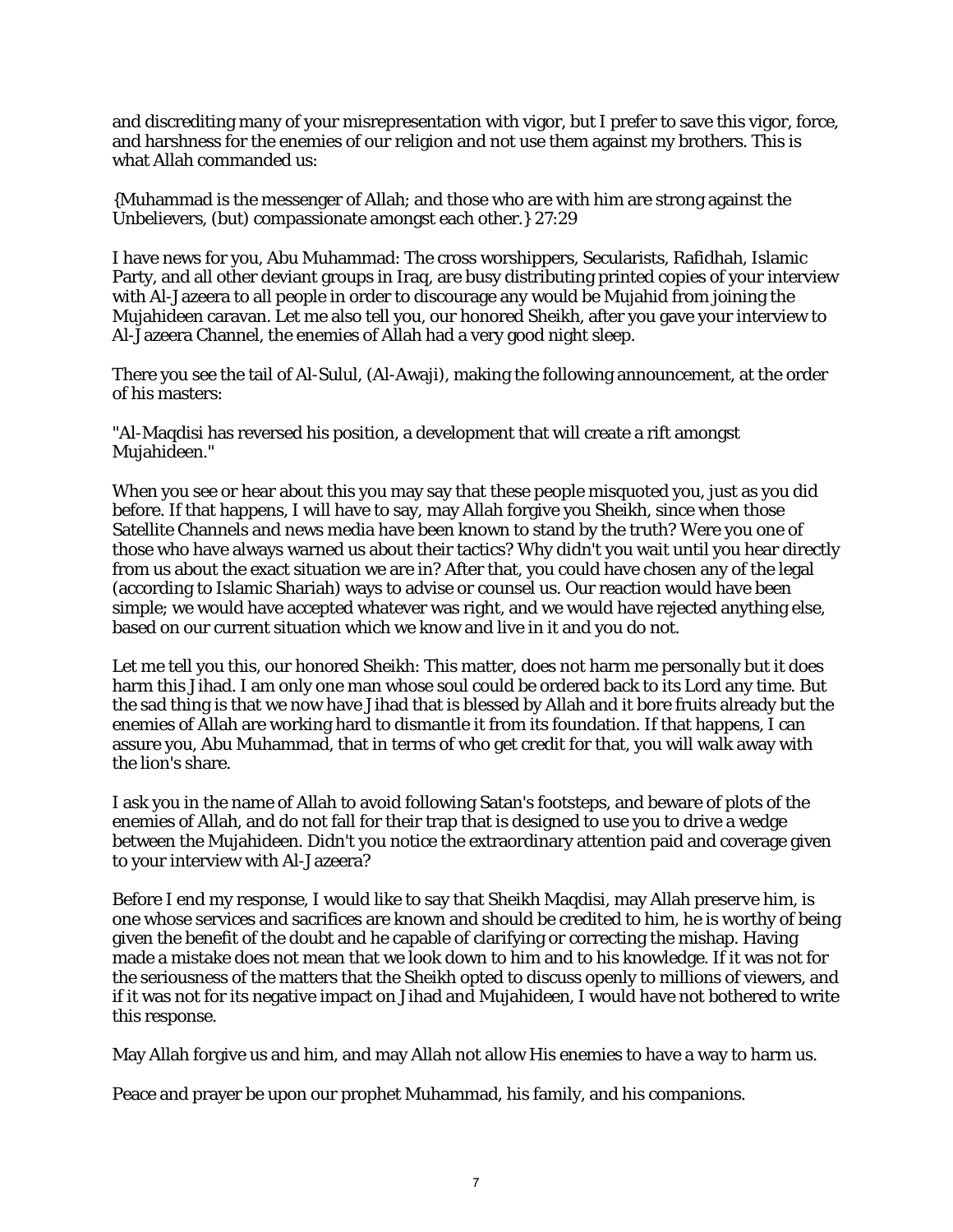and discrediting many of your misrepresentation with vigor, but I prefer to save this vigor, force, and harshness for the enemies of our religion and not use them against my brothers. This is what Allah commanded us:

{Muhammad is the messenger of Allah; and those who are with him are strong against the Unbelievers, (but) compassionate amongst each other.} 27:29

I have news for you, Abu Muhammad: The cross worshippers, Secularists, Rafidhah, Islamic Party, and all other deviant groups in Iraq, are busy distributing printed copies of your interview with Al-Jazeera to all people in order to discourage any would be Mujahid from joining the Mujahideen caravan. Let me also tell you, our honored Sheikh, after you gave your interview to Al-Jazeera Channel, the enemies of Allah had a very good night sleep.

There you see the tail of Al-Sulul, (Al-Awaji), making the following announcement, at the order of his masters:

"Al-Maqdisi has reversed his position, a development that will create a rift amongst Mujahideen."

When you see or hear about this you may say that these people misquoted you, just as you did before. If that happens, I will have to say, may Allah forgive you Sheikh, since when those Satellite Channels and news media have been known to stand by the truth? Were you one of those who have always warned us about their tactics? Why didn't you wait until you hear directly from us about the exact situation we are in? After that, you could have chosen any of the legal (according to Islamic Shariah) ways to advise or counsel us. Our reaction would have been simple; we would have accepted whatever was right, and we would have rejected anything else, based on our current situation which we know and live in it and you do not.

Let me tell you this, our honored Sheikh: This matter, does not harm me personally but it does harm this Jihad. I am only one man whose soul could be ordered back to its Lord any time. But the sad thing is that we now have Jihad that is blessed by Allah and it bore fruits already but the enemies of Allah are working hard to dismantle it from its foundation. If that happens, I can assure you, Abu Muhammad, that in terms of who get credit for that, you will walk away with the lion's share.

I ask you in the name of Allah to avoid following Satan's footsteps, and beware of plots of the enemies of Allah, and do not fall for their trap that is designed to use you to drive a wedge between the Mujahideen. Didn't you notice the extraordinary attention paid and coverage given to your interview with Al-Jazeera?

Before I end my response, I would like to say that Sheikh Maqdisi, may Allah preserve him, is one whose services and sacrifices are known and should be credited to him, he is worthy of being given the benefit of the doubt and he capable of clarifying or correcting the mishap. Having made a mistake does not mean that we look down to him and to his knowledge. If it was not for the seriousness of the matters that the Sheikh opted to discuss openly to millions of viewers, and if it was not for its negative impact on Jihad and Mujahideen, I would have not bothered to write this response.

May Allah forgive us and him, and may Allah not allow His enemies to have a way to harm us.

Peace and prayer be upon our prophet Muhammad, his family, and his companions.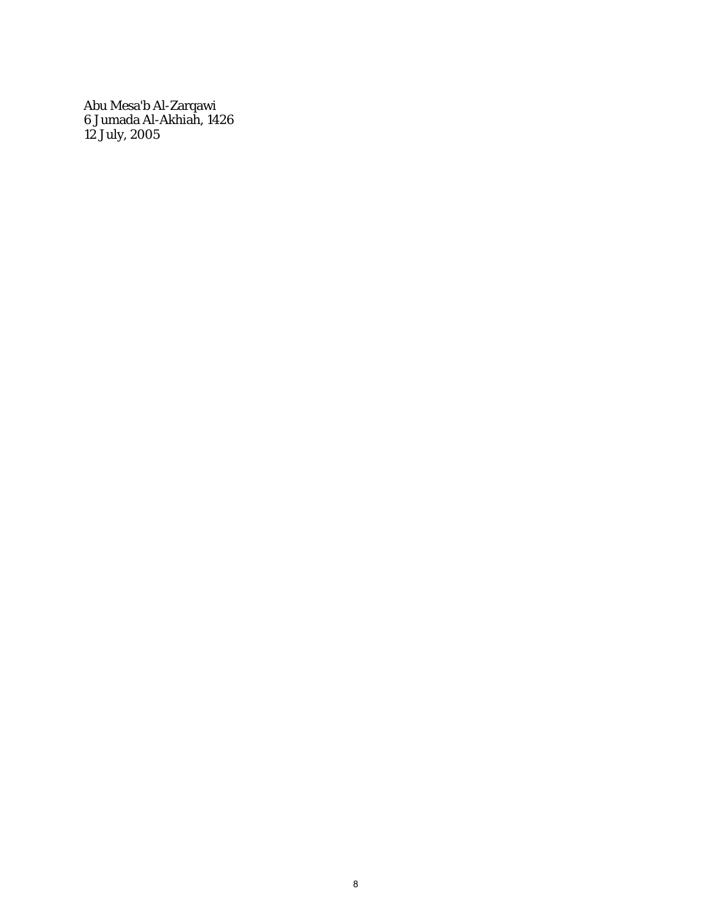Abu Mesa'b Al-Zarqawi
6 Jumada Al-Akhiah, 1426
12 July, 2005